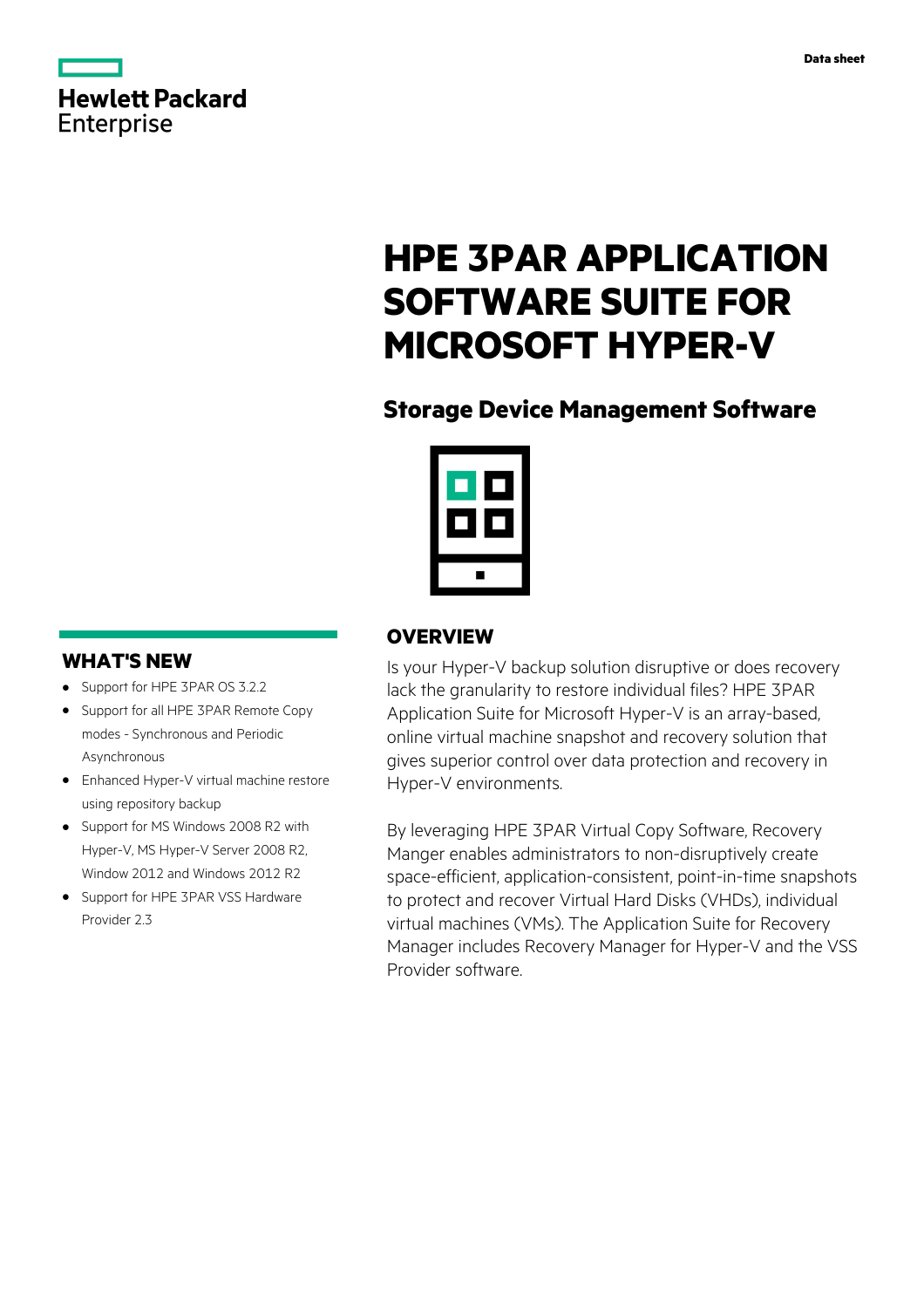Data sheet

# HPE 3PAR APPLICATION SOFTWARE SUITE FOR MICROSOFT HYPER-V

## Storage Device Management Software

## OVERVIEW

Is your Hyper-V backup solution disruptive or does recovery lack the granularity to restore individual files? HPE 3PAR Application Suite for Microsoft Hyper-V is an array-based, online virtual machine snapshot and recovery solution that gives superior control over data protection and recovery in Hyper-V environments.

By leveraging HPE 3PAR Virtual Copy Software, Recovery Manger enables administrators to non-disruptively create space-efficient, application-consistent, point-in-time snapshots to protect and recover Virtual Hard Disks (VHDs), individual virtual machines (VMs). The Application Suite for Recovery Manager includes Recovery Manager for Hyper-V and the VSS Provider software.

## WHAT'S NEW

- Support for HPE 3PAR OS 3.2.2
- Support for all HPE 3PAR Remote Copy modes - Synchronous and Periodic Asynchronous
- Enhanced Hyper-V virtual machine restore using repository backup
- Support for MS Windows 2008 R2 with Hyper-V, MS Hyper-V Server 2008 R2, Window 2012 and Windows 2012 R2
- Support for HPE 3PAR VSS Hardware Provider 2.3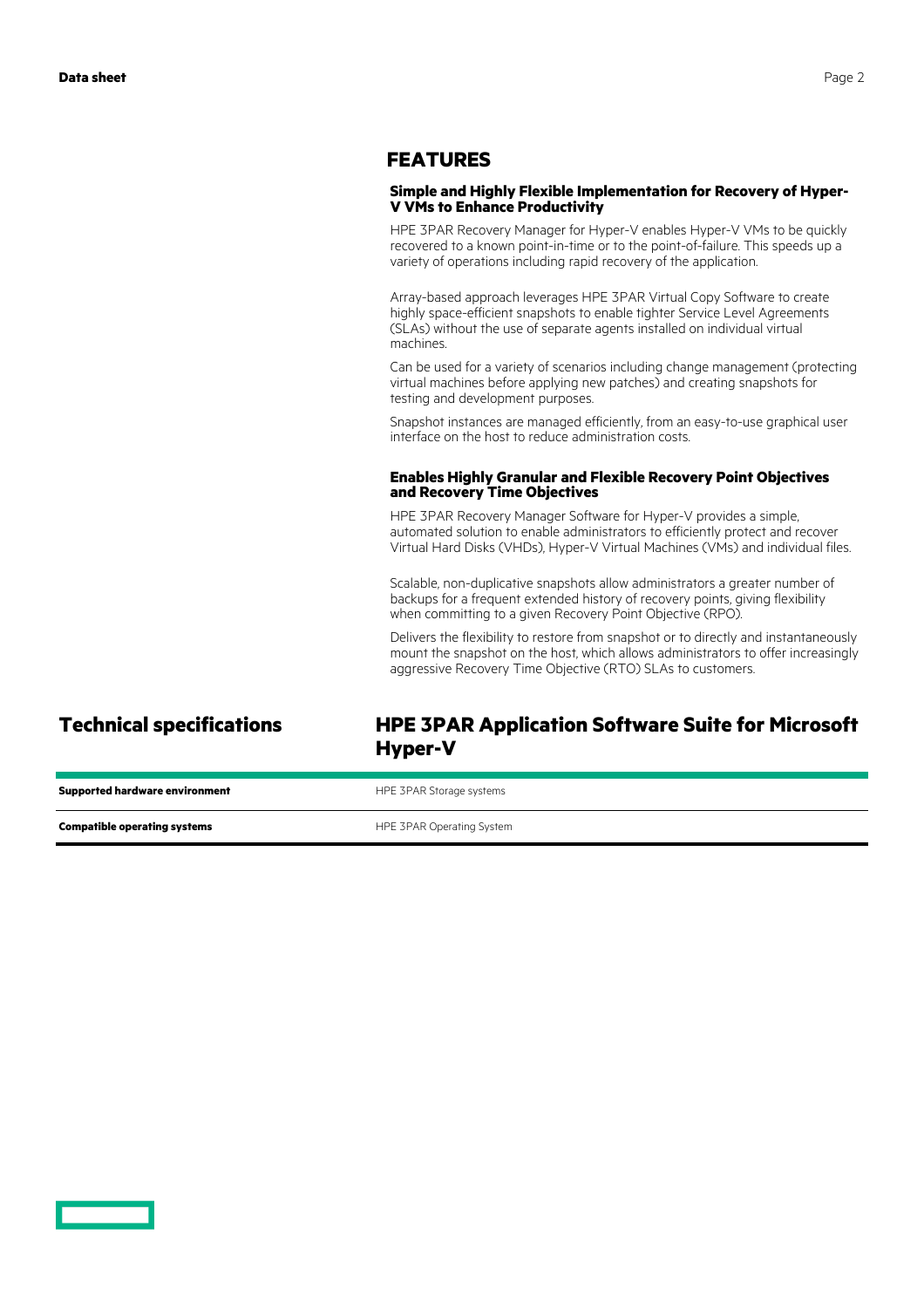## FEATURES

### Simple and Highly Flexible Implementation for Recovery of Hyper-V VMs to Enhance Productivity

HPE 3PAR Recovery Manager for Hyper-V enables Hyper-V VMs to be quickly recovered to a known point-in-time or to the point-of-failure. This speeds up a variety of operations including rapid recovery of the application.

Array-based approach leverages HPE 3PAR Virtual Copy Software to create highly space-efficient snapshots to enable tighter Service Level Agreements (SLAs) without the use of separate agents installed on individual virtual machines.

Can be used for a variety of scenarios including change management (protecting virtual machines before applying new patches) and creating snapshots for testing and development purposes.

Snapshot instances are managed efficiently, from an easy-to-use graphical user interface on the host to reduce administration costs.

### Enables Highly Granular and Flexible Recovery Point Objectives and Recovery Time Objectives

HPE 3PAR Recovery Manager Software for Hyper-V provides a simple, automated solution to enable administrators to efficiently protect and recover Virtual Hard Disks (VHDs), Hyper-V Virtual Machines (VMs) and individual files.

Scalable, non-duplicative snapshots allow administrators a greater number of backups for a frequent extended history of recovery points, giving flexibility when committing to a given Recovery Point Objective (RPO).

Delivers the flexibility to restore from snapshot or to directly and instantaneously mount the snapshot on the host, which allows administrators to offer increasingly aggressive Recovery Time Objective (RTO) SLAs to customers.

## Technical specifications

### HPE 3PAR Application Software Suite for Microsoft Hyper-V

| | |
|---|---|
| **Supported hardware environment** | HPE 3PAR Storage systems |
| **Compatible operating systems** | HPE 3PAR Operating System |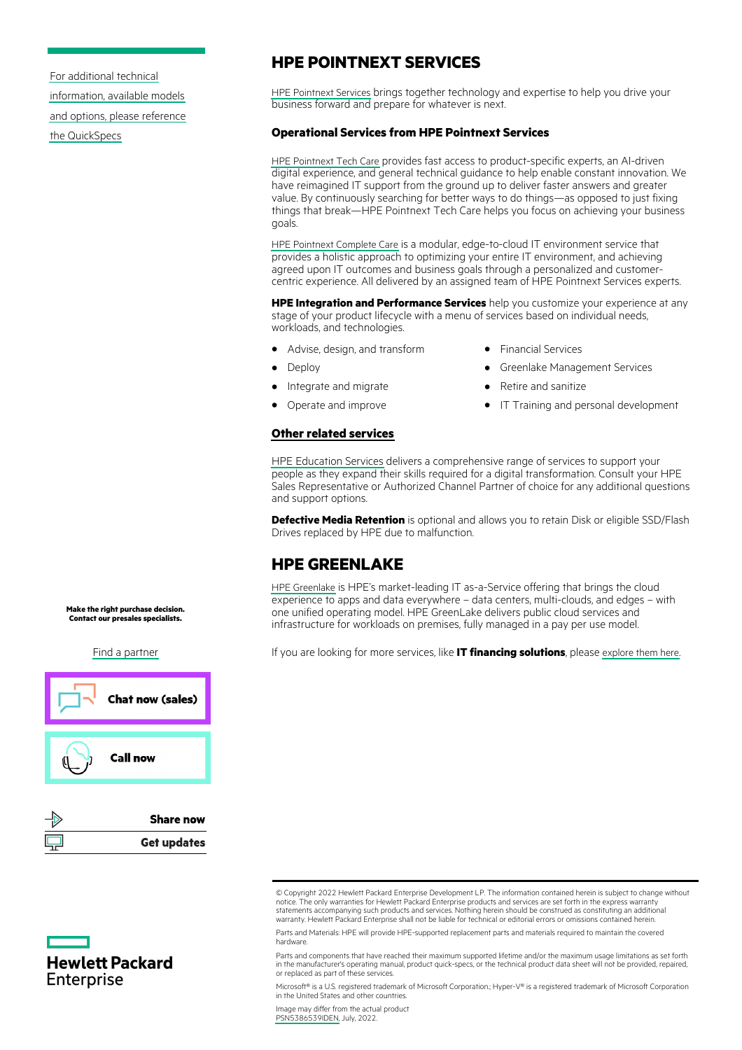For additional technical information, available models and options, please reference the QuickSpecs

# HPE POINTNEXT SERVICES

HPE Pointnext Services brings together technology and expertise to help you drive your business forward and prepare for whatever is next.

### Operational Services from HPE Pointnext Services

HPE Pointnext Tech Care provides fast access to product-specific experts, an AI-driven digital experience, and general technical guidance to help enable constant innovation. We have reimagined IT support from the ground up to deliver faster answers and greater value. By continuously searching for better ways to do things—as opposed to just fixing things that break—HPE Pointnext Tech Care helps you focus on achieving your business goals.

HPE Pointnext Complete Care is a modular, edge-to-cloud IT environment service that provides a holistic approach to optimizing your entire IT environment, and achieving agreed upon IT outcomes and business goals through a personalized and customer-centric experience. All delivered by an assigned team of HPE Pointnext Services experts.

**HPE Integration and Performance Services** help you customize your experience at any stage of your product lifecycle with a menu of services based on individual needs, workloads, and technologies.

- Advise, design, and transform
- Deploy
- Integrate and migrate
- Operate and improve
- Financial Services
- Greenlake Management Services
- Retire and sanitize
- IT Training and personal development

### Other related services

HPE Education Services delivers a comprehensive range of services to support your people as they expand their skills required for a digital transformation. Consult your HPE Sales Representative or Authorized Channel Partner of choice for any additional questions and support options.

**Defective Media Retention** is optional and allows you to retain Disk or eligible SSD/Flash Drives replaced by HPE due to malfunction.

# HPE GREENLAKE

HPE Greenlake is HPE's market-leading IT as-a-Service offering that brings the cloud experience to apps and data everywhere – data centers, multi-clouds, and edges – with one unified operating model. HPE GreenLake delivers public cloud services and infrastructure for workloads on premises, fully managed in a pay per use model.

If you are looking for more services, like **IT financing solutions**, please explore them here.

**Make the right purchase decision. Contact our presales specialists.**

Find a partner

Chat now (sales)

Call now

Share now

Get updates

Hewlett Packard Enterprise

© Copyright 2022 Hewlett Packard Enterprise Development LP. The information contained herein is subject to change without notice. The only warranties for Hewlett Packard Enterprise products and services are set forth in the express warranty statements accompanying such products and services. Nothing herein should be construed as constituting an additional warranty. Hewlett Packard Enterprise shall not be liable for technical or editorial errors or omissions contained herein.

Parts and Materials: HPE will provide HPE-supported replacement parts and materials required to maintain the covered hardware.

Parts and components that have reached their maximum supported lifetime and/or the maximum usage limitations as set forth in the manufacturer's operating manual, product quick-specs, or the technical product data sheet will not be provided, repaired, or replaced as part of these services.

Microsoft® is a U.S. registered trademark of Microsoft Corporation.; Hyper-V® is a registered trademark of Microsoft Corporation in the United States and other countries.

Image may differ from the actual product

PSN5386539IDEN, July, 2022.